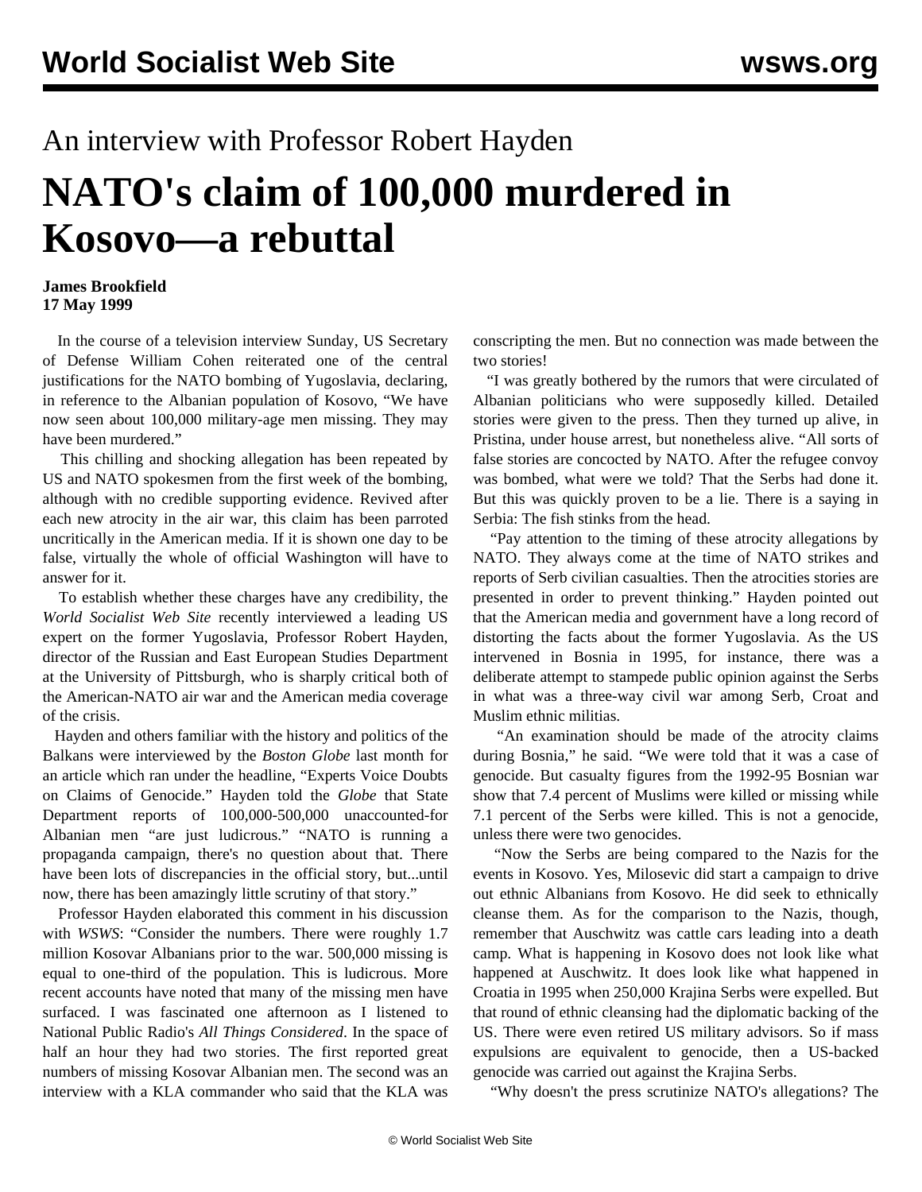# An interview with Professor Robert Hayden

# NATO's claim of 100,000 murdered in Kosovo—a rebuttal

**James Brookfield**
**17 May 1999**

In the course of a television interview Sunday, US Secretary of Defense William Cohen reiterated one of the central justifications for the NATO bombing of Yugoslavia, declaring, in reference to the Albanian population of Kosovo, "We have now seen about 100,000 military-age men missing. They may have been murdered."

This chilling and shocking allegation has been repeated by US and NATO spokesmen from the first week of the bombing, although with no credible supporting evidence. Revived after each new atrocity in the air war, this claim has been parroted uncritically in the American media. If it is shown one day to be false, virtually the whole of official Washington will have to answer for it.

To establish whether these charges have any credibility, the *World Socialist Web Site* recently interviewed a leading US expert on the former Yugoslavia, Professor Robert Hayden, director of the Russian and East European Studies Department at the University of Pittsburgh, who is sharply critical both of the American-NATO air war and the American media coverage of the crisis.

Hayden and others familiar with the history and politics of the Balkans were interviewed by the *Boston Globe* last month for an article which ran under the headline, "Experts Voice Doubts on Claims of Genocide." Hayden told the *Globe* that State Department reports of 100,000-500,000 unaccounted-for Albanian men "are just ludicrous." "NATO is running a propaganda campaign, there's no question about that. There have been lots of discrepancies in the official story, but...until now, there has been amazingly little scrutiny of that story."

Professor Hayden elaborated this comment in his discussion with *WSWS*: "Consider the numbers. There were roughly 1.7 million Kosovar Albanians prior to the war. 500,000 missing is equal to one-third of the population. This is ludicrous. More recent accounts have noted that many of the missing men have surfaced. I was fascinated one afternoon as I listened to National Public Radio's *All Things Considered*. In the space of half an hour they had two stories. The first reported great numbers of missing Kosovar Albanian men. The second was an interview with a KLA commander who said that the KLA was conscripting the men. But no connection was made between the two stories!

"I was greatly bothered by the rumors that were circulated of Albanian politicians who were supposedly killed. Detailed stories were given to the press. Then they turned up alive, in Pristina, under house arrest, but nonetheless alive. "All sorts of false stories are concocted by NATO. After the refugee convoy was bombed, what were we told? That the Serbs had done it. But this was quickly proven to be a lie. There is a saying in Serbia: The fish stinks from the head.

"Pay attention to the timing of these atrocity allegations by NATO. They always come at the time of NATO strikes and reports of Serb civilian casualties. Then the atrocities stories are presented in order to prevent thinking." Hayden pointed out that the American media and government have a long record of distorting the facts about the former Yugoslavia. As the US intervened in Bosnia in 1995, for instance, there was a deliberate attempt to stampede public opinion against the Serbs in what was a three-way civil war among Serb, Croat and Muslim ethnic militias.

"An examination should be made of the atrocity claims during Bosnia," he said. "We were told that it was a case of genocide. But casualty figures from the 1992-95 Bosnian war show that 7.4 percent of Muslims were killed or missing while 7.1 percent of the Serbs were killed. This is not a genocide, unless there were two genocides.

"Now the Serbs are being compared to the Nazis for the events in Kosovo. Yes, Milosevic did start a campaign to drive out ethnic Albanians from Kosovo. He did seek to ethnically cleanse them. As for the comparison to the Nazis, though, remember that Auschwitz was cattle cars leading into a death camp. What is happening in Kosovo does not look like what happened at Auschwitz. It does look like what happened in Croatia in 1995 when 250,000 Krajina Serbs were expelled. But that round of ethnic cleansing had the diplomatic backing of the US. There were even retired US military advisors. So if mass expulsions are equivalent to genocide, then a US-backed genocide was carried out against the Krajina Serbs.

"Why doesn't the press scrutinize NATO's allegations? The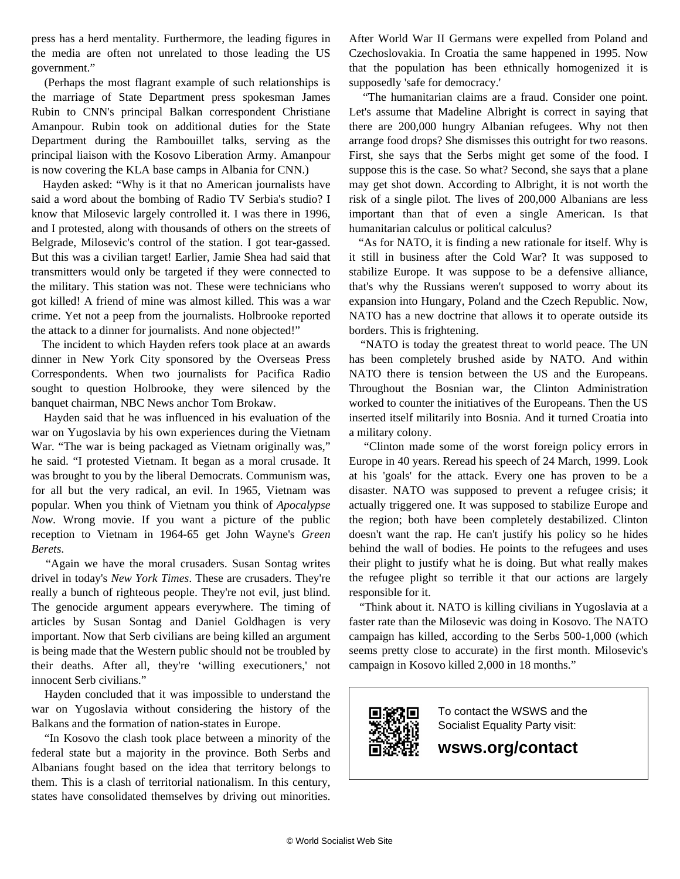press has a herd mentality. Furthermore, the leading figures in the media are often not unrelated to those leading the US government."

(Perhaps the most flagrant example of such relationships is the marriage of State Department press spokesman James Rubin to CNN's principal Balkan correspondent Christiane Amanpour. Rubin took on additional duties for the State Department during the Rambouillet talks, serving as the principal liaison with the Kosovo Liberation Army. Amanpour is now covering the KLA base camps in Albania for CNN.)

Hayden asked: "Why is it that no American journalists have said a word about the bombing of Radio TV Serbia's studio? I know that Milosevic largely controlled it. I was there in 1996, and I protested, along with thousands of others on the streets of Belgrade, Milosevic's control of the station. I got tear-gassed. But this was a civilian target! Earlier, Jamie Shea had said that transmitters would only be targeted if they were connected to the military. This station was not. These were technicians who got killed! A friend of mine was almost killed. This was a war crime. Yet not a peep from the journalists. Holbrooke reported the attack to a dinner for journalists. And none objected!"

The incident to which Hayden refers took place at an awards dinner in New York City sponsored by the Overseas Press Correspondents. When two journalists for Pacifica Radio sought to question Holbrooke, they were silenced by the banquet chairman, NBC News anchor Tom Brokaw.

Hayden said that he was influenced in his evaluation of the war on Yugoslavia by his own experiences during the Vietnam War. "The war is being packaged as Vietnam originally was," he said. "I protested Vietnam. It began as a moral crusade. It was brought to you by the liberal Democrats. Communism was, for all but the very radical, an evil. In 1965, Vietnam was popular. When you think of Vietnam you think of *Apocalypse Now*. Wrong movie. If you want a picture of the public reception to Vietnam in 1964-65 get John Wayne's *Green Berets*.

"Again we have the moral crusaders. Susan Sontag writes drivel in today's *New York Times*. These are crusaders. They're really a bunch of righteous people. They're not evil, just blind. The genocide argument appears everywhere. The timing of articles by Susan Sontag and Daniel Goldhagen is very important. Now that Serb civilians are being killed an argument is being made that the Western public should not be troubled by their deaths. After all, they're 'willing executioners,' not innocent Serb civilians."

Hayden concluded that it was impossible to understand the war on Yugoslavia without considering the history of the Balkans and the formation of nation-states in Europe.

"In Kosovo the clash took place between a minority of the federal state but a majority in the province. Both Serbs and Albanians fought based on the idea that territory belongs to them. This is a clash of territorial nationalism. In this century, states have consolidated themselves by driving out minorities. After World War II Germans were expelled from Poland and Czechoslovakia. In Croatia the same happened in 1995. Now that the population has been ethnically homogenized it is supposedly 'safe for democracy.'

"The humanitarian claims are a fraud. Consider one point. Let's assume that Madeline Albright is correct in saying that there are 200,000 hungry Albanian refugees. Why not then arrange food drops? She dismisses this outright for two reasons. First, she says that the Serbs might get some of the food. I suppose this is the case. So what? Second, she says that a plane may get shot down. According to Albright, it is not worth the risk of a single pilot. The lives of 200,000 Albanians are less important than that of even a single American. Is that humanitarian calculus or political calculus?

"As for NATO, it is finding a new rationale for itself. Why is it still in business after the Cold War? It was supposed to stabilize Europe. It was suppose to be a defensive alliance, that's why the Russians weren't supposed to worry about its expansion into Hungary, Poland and the Czech Republic. Now, NATO has a new doctrine that allows it to operate outside its borders. This is frightening.

"NATO is today the greatest threat to world peace. The UN has been completely brushed aside by NATO. And within NATO there is tension between the US and the Europeans. Throughout the Bosnian war, the Clinton Administration worked to counter the initiatives of the Europeans. Then the US inserted itself militarily into Bosnia. And it turned Croatia into a military colony.

"Clinton made some of the worst foreign policy errors in Europe in 40 years. Reread his speech of 24 March, 1999. Look at his 'goals' for the attack. Every one has proven to be a disaster. NATO was supposed to prevent a refugee crisis; it actually triggered one. It was supposed to stabilize Europe and the region; both have been completely destabilized. Clinton doesn't want the rap. He can't justify his policy so he hides behind the wall of bodies. He points to the refugees and uses their plight to justify what he is doing. But what really makes the refugee plight so terrible it that our actions are largely responsible for it.

"Think about it. NATO is killing civilians in Yugoslavia at a faster rate than the Milosevic was doing in Kosovo. The NATO campaign has killed, according to the Serbs 500-1,000 (which seems pretty close to accurate) in the first month. Milosevic's campaign in Kosovo killed 2,000 in 18 months."

To contact the WSWS and the Socialist Equality Party visit:

**wsws.org/contact**